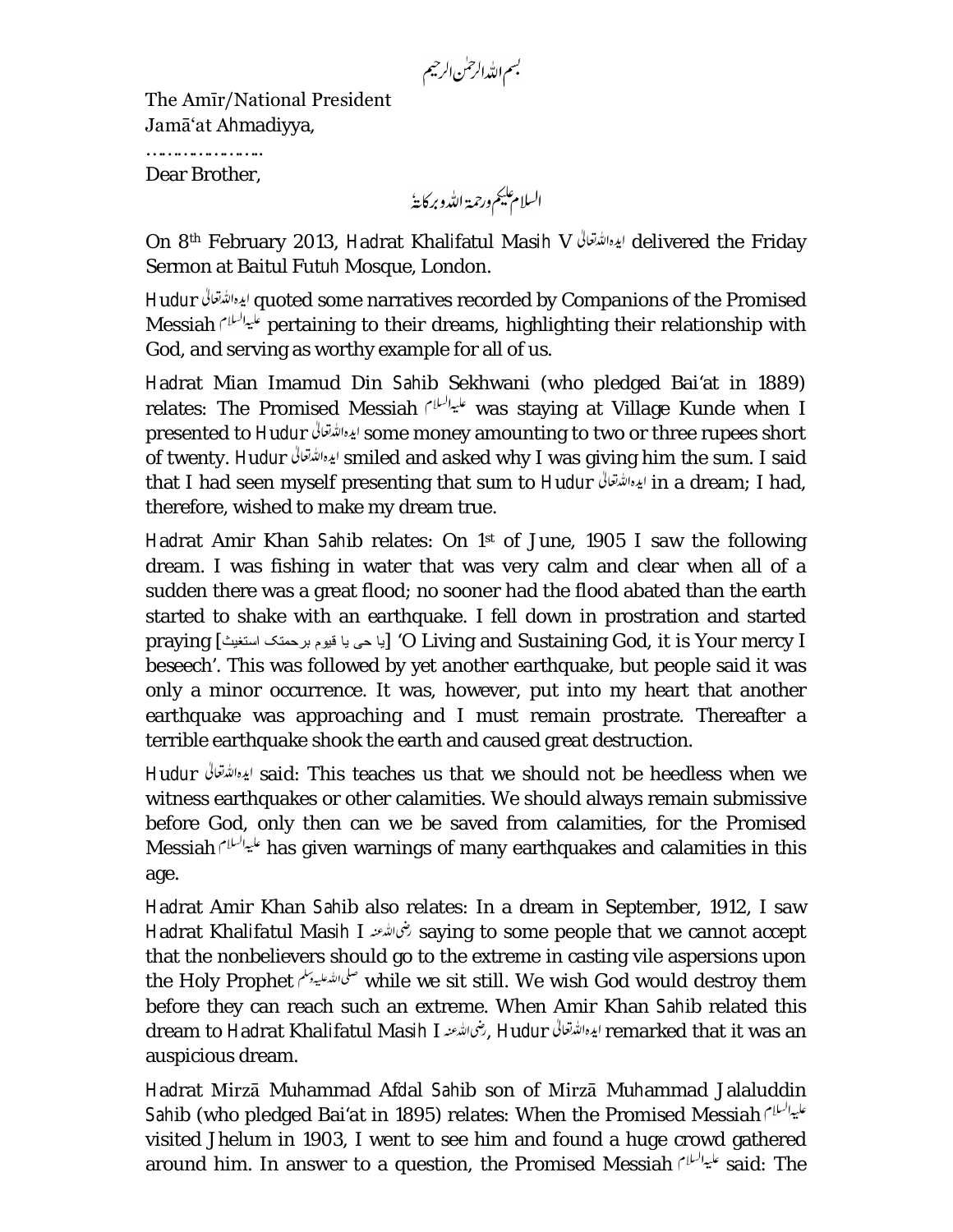بسم اللہ الرحمٰن الرحیم

The Amīr/National President
Jamā'at Ahmadiyya,
………………….
Dear Brother,

السلام علیکم ورحمۃ اللہ وبرکاتہٗ

On 8th February 2013, Hadrat Khalifatul Masih V ایدہ اللہ تعالیٰ delivered the Friday Sermon at Baitul Futuh Mosque, London.

Hudur ایدہ اللہ تعالیٰ quoted some narratives recorded by Companions of the Promised Messiah علیہ السلام pertaining to their dreams, highlighting their relationship with God, and serving as worthy example for all of us.

Hadrat Mian Imamud Din Sahib Sekhwani (who pledged Bai'at in 1889) relates: The Promised Messiah علیہ السلام was staying at Village Kunde when I presented to Hudur ایدہ اللہ تعالیٰ some money amounting to two or three rupees short of twenty. Hudur ایدہ اللہ تعالیٰ smiled and asked why I was giving him the sum. I said that I had seen myself presenting that sum to Hudur ایدہ اللہ تعالیٰ in a dream; I had, therefore, wished to make my dream true.

Hadrat Amir Khan Sahib relates: On 1st of June, 1905 I saw the following dream. I was fishing in water that was very calm and clear when all of a sudden there was a great flood; no sooner had the flood abated than the earth started to shake with an earthquake. I fell down in prostration and started praying [یا حی یا قیوم برحمتک استغیث] 'O Living and Sustaining God, it is Your mercy I beseech'. This was followed by yet another earthquake, but people said it was only a minor occurrence. It was, however, put into my heart that another earthquake was approaching and I must remain prostrate. Thereafter a terrible earthquake shook the earth and caused great destruction.

Hudur ایدہ اللہ تعالیٰ said: This teaches us that we should not be heedless when we witness earthquakes or other calamities. We should always remain submissive before God, only then can we be saved from calamities, for the Promised Messiah علیہ السلام has given warnings of many earthquakes and calamities in this age.

Hadrat Amir Khan Sahib also relates: In a dream in September, 1912, I saw Hadrat Khalifatul Masih I رضی اللہ عنہ saying to some people that we cannot accept that the nonbelievers should go to the extreme in casting vile aspersions upon the Holy Prophet صلی اللہ علیہ وسلم while we sit still. We wish God would destroy them before they can reach such an extreme. When Amir Khan Sahib related this dream to Hadrat Khalifatul Masih I رضی اللہ عنہ, Hudur ایدہ اللہ تعالیٰ remarked that it was an auspicious dream.

Hadrat Mirzā Muhammad Afdal Sahib son of Mirzā Muhammad Jalaluddin Sahib (who pledged Bai'at in 1895) relates: When the Promised Messiah علیہ السلام visited Jhelum in 1903, I went to see him and found a huge crowd gathered around him. In answer to a question, the Promised Messiah علیہ السلام said: The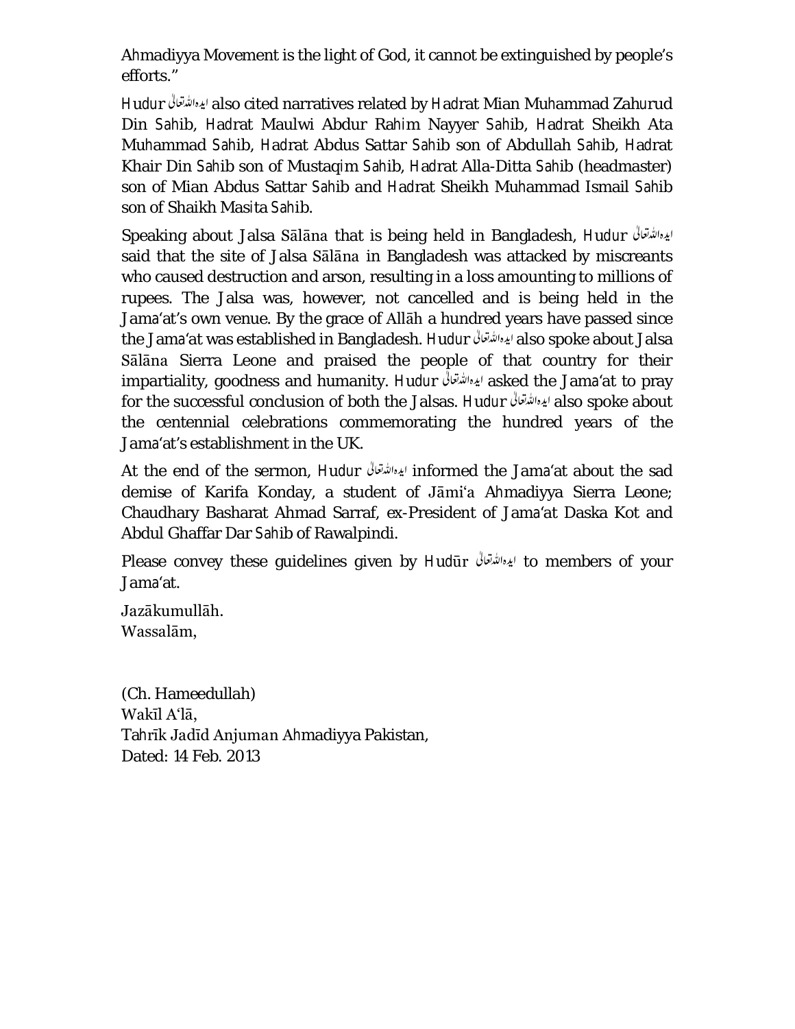Ahmadiyya Movement is the light of God, it cannot be extinguished by people's efforts."

Hudur ایدہ اللہ تعالیٰ also cited narratives related by Hadrat Mian Muhammad Zahurud Din Sahib, Hadrat Maulwi Abdur Rahim Nayyer Sahib, Hadrat Sheikh Ata Muhammad Sahib, Hadrat Abdus Sattar Sahib son of Abdullah Sahib, Hadrat Khair Din Sahib son of Mustaqim Sahib, Hadrat Alla-Ditta Sahib (headmaster) son of Mian Abdus Sattar Sahib and Hadrat Sheikh Muhammad Ismail Sahib son of Shaikh Masita Sahib.

Speaking about Jalsa Sālāna that is being held in Bangladesh, Hudur ایدہ اللہ تعالیٰ said that the site of Jalsa Sālāna in Bangladesh was attacked by miscreants who caused destruction and arson, resulting in a loss amounting to millions of rupees. The Jalsa was, however, not cancelled and is being held in the Jama'at's own venue. By the grace of Allāh a hundred years have passed since the Jama'at was established in Bangladesh. Hudur ایدہ اللہ تعالیٰ also spoke about Jalsa Sālāna Sierra Leone and praised the people of that country for their impartiality, goodness and humanity. Hudur ایدہ اللہ تعالیٰ asked the Jama'at to pray for the successful conclusion of both the Jalsas. Hudur ایدہ اللہ تعالیٰ also spoke about the centennial celebrations commemorating the hundred years of the Jama'at's establishment in the UK.

At the end of the sermon, Hudur ایدہ اللہ تعالیٰ informed the Jama'at about the sad demise of Karifa Konday, a student of Jāmi'a Ahmadiyya Sierra Leone; Chaudhary Basharat Ahmad Sarraf, ex-President of Jama'at Daska Kot and Abdul Ghaffar Dar Sahib of Rawalpindi.

Please convey these guidelines given by Hudūr ایدہ اللہ تعالیٰ to members of your Jama'at.

Jazākumullāh.
Wassalām,

(Ch. Hameedullah)
Wakīl A'lā,
Tahrīk Jadīd Anjuman Ahmadiyya Pakistan,
Dated: 14 Feb. 2013